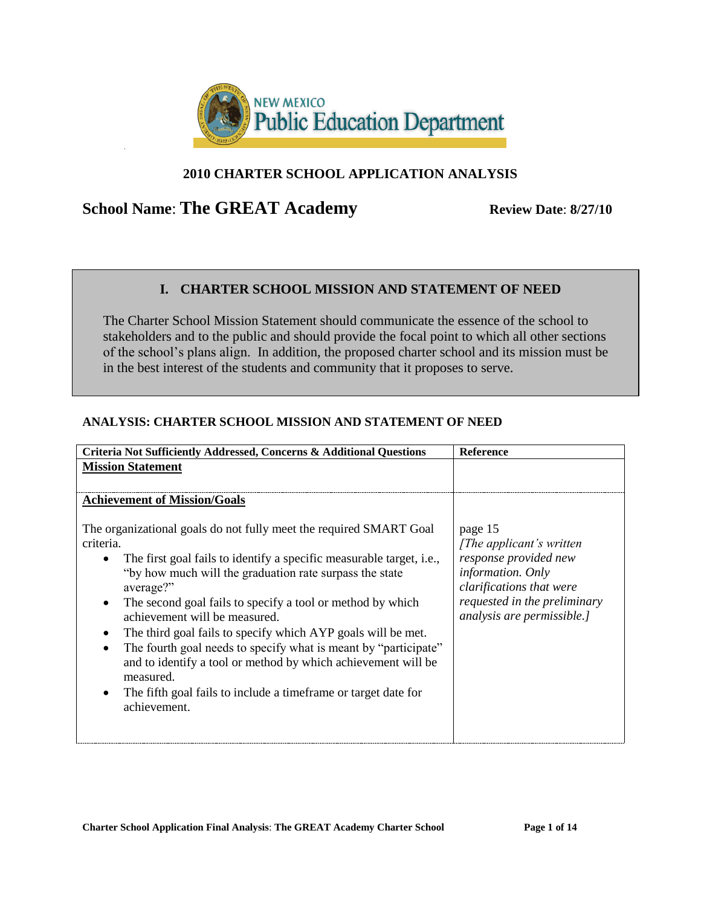NEW MEXICO
Public Education Department

## 2010 CHARTER SCHOOL APPLICATION ANALYSIS

**School Name**: **The GREAT Academy** **Review Date**: **8/27/10**

## I. CHARTER SCHOOL MISSION AND STATEMENT OF NEED

The Charter School Mission Statement should communicate the essence of the school to stakeholders and to the public and should provide the focal point to which all other sections of the school's plans align. In addition, the proposed charter school and its mission must be in the best interest of the students and community that it proposes to serve.

### ANALYSIS: CHARTER SCHOOL MISSION AND STATEMENT OF NEED

| Criteria Not Sufficiently Addressed, Concerns & Additional Questions | Reference |
|---|---|
| **<u>Mission Statement</u>** | |
| **<u>Achievement of Mission/Goals</u>**<br><br>The organizational goals do not fully meet the required SMART Goal criteria.<br>• The first goal fails to identify a specific measurable target, i.e., "by how much will the graduation rate surpass the state average?"<br>• The second goal fails to specify a tool or method by which achievement will be measured.<br>• The third goal fails to specify which AYP goals will be met.<br>• The fourth goal needs to specify what is meant by "participate" and to identify a tool or method by which achievement will be measured.<br>• The fifth goal fails to include a timeframe or target date for achievement. | page 15<br>*[The applicant's written response provided new information. Only clarifications that were requested in the preliminary analysis are permissible.]* |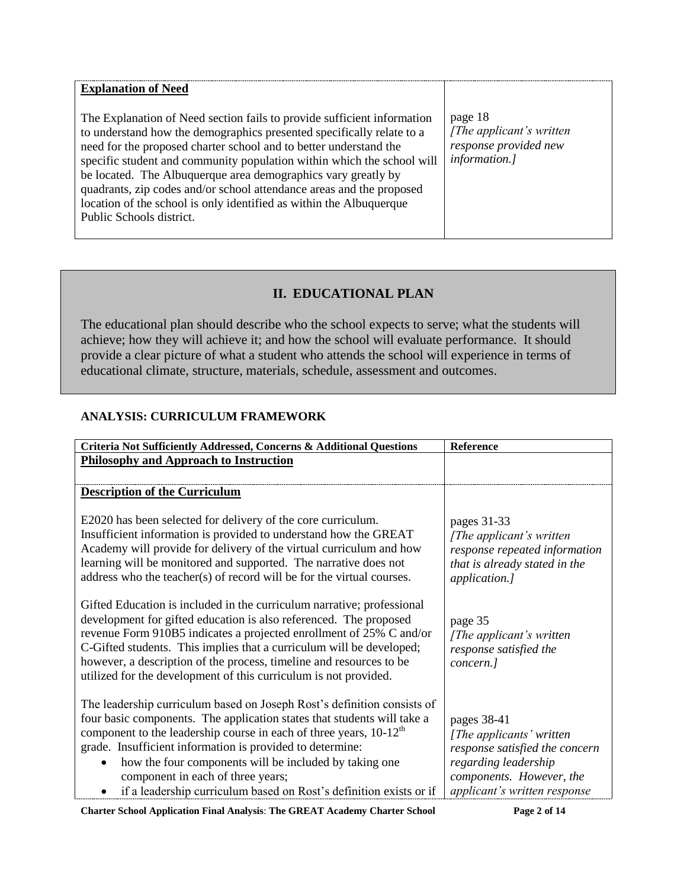| **Explanation of Need** | |
|---|---|
| The Explanation of Need section fails to provide sufficient information to understand how the demographics presented specifically relate to a need for the proposed charter school and to better understand the specific student and community population within which the school will be located. The Albuquerque area demographics vary greatly by quadrants, zip codes and/or school attendance areas and the proposed location of the school is only identified as within the Albuquerque Public Schools district. | page 18 *[The applicant's written response provided new information.]* |

## II. EDUCATIONAL PLAN

The educational plan should describe who the school expects to serve; what the students will achieve; how they will achieve it; and how the school will evaluate performance. It should provide a clear picture of what a student who attends the school will experience in terms of educational climate, structure, materials, schedule, assessment and outcomes.

### ANALYSIS: CURRICULUM FRAMEWORK

| Criteria Not Sufficiently Addressed, Concerns & Additional Questions | Reference |
|---|---|
| **Philosophy and Approach to Instruction** | |
| **Description of the Curriculum** | |
| E2020 has been selected for delivery of the core curriculum. Insufficient information is provided to understand how the GREAT Academy will provide for delivery of the virtual curriculum and how learning will be monitored and supported. The narrative does not address who the teacher(s) of record will be for the virtual courses. | pages 31-33 *[The applicant's written response repeated information that is already stated in the application.]* |
| Gifted Education is included in the curriculum narrative; professional development for gifted education is also referenced. The proposed revenue Form 910B5 indicates a projected enrollment of 25% C and/or C-Gifted students. This implies that a curriculum will be developed; however, a description of the process, timeline and resources to be utilized for the development of this curriculum is not provided. | page 35 *[The applicant's written response satisfied the concern.]* |
| The leadership curriculum based on Joseph Rost's definition consists of four basic components. The application states that students will take a component to the leadership course in each of three years, 10-12th grade. Insufficient information is provided to determine: <br>• how the four components will be included by taking one component in each of three years; <br>• if a leadership curriculum based on Rost's definition exists or if | pages 38-41 *[The applicants' written response satisfied the concern regarding leadership components. However, the applicant's written response* |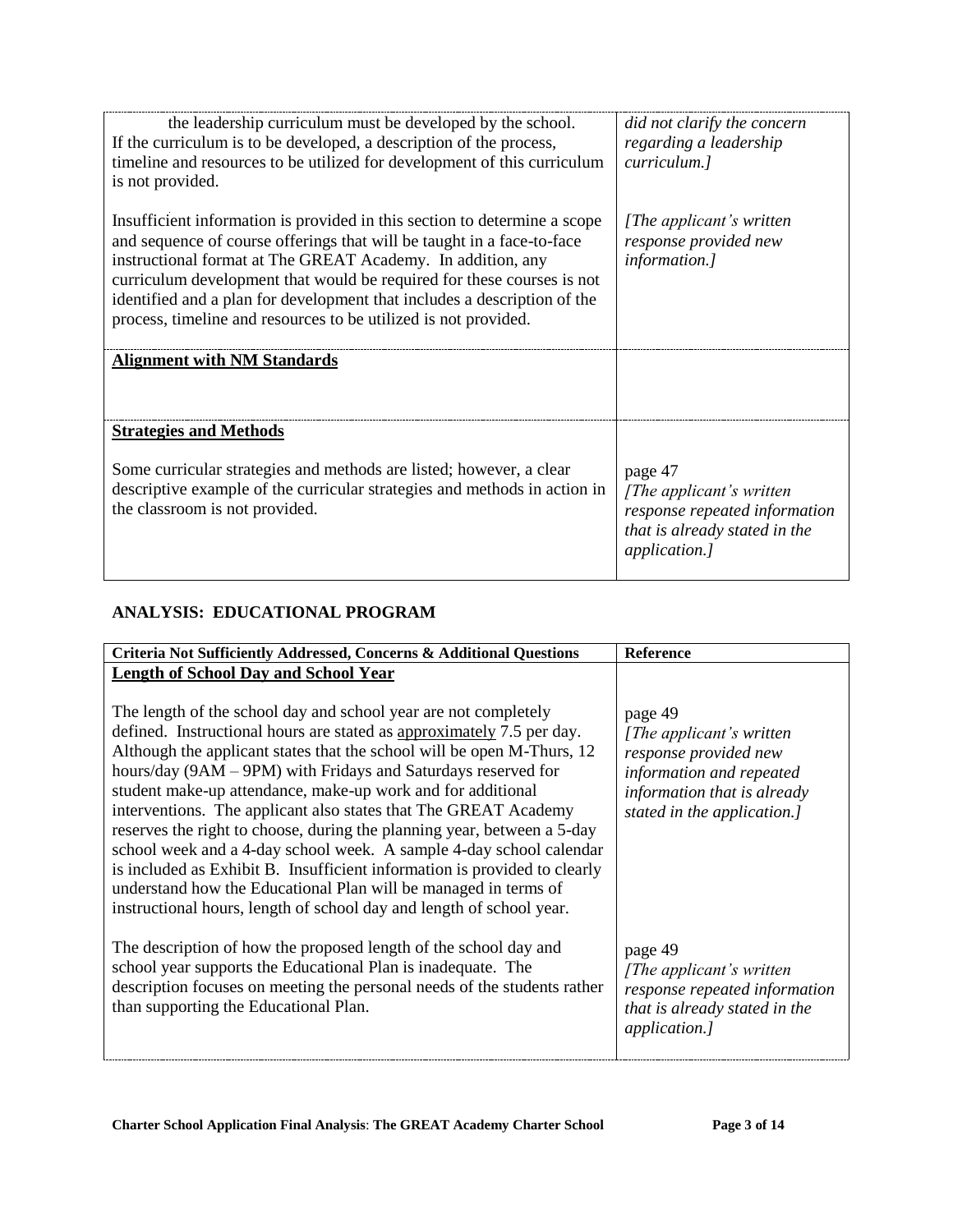| | |
|---|---|
| the leadership curriculum must be developed by the school. If the curriculum is to be developed, a description of the process, timeline and resources to be utilized for development of this curriculum is not provided.<br><br>Insufficient information is provided in this section to determine a scope and sequence of course offerings that will be taught in a face-to-face instructional format at The GREAT Academy. In addition, any curriculum development that would be required for these courses is not identified and a plan for development that includes a description of the process, timeline and resources to be utilized is not provided. | *did not clarify the concern regarding a leadership curriculum.]*<br><br>*[The applicant's written response provided new information.]* |
| **<u>Alignment with NM Standards</u>** | |
| **<u>Strategies and Methods</u>**<br><br>Some curricular strategies and methods are listed; however, a clear descriptive example of the curricular strategies and methods in action in the classroom is not provided. | page 47<br>*[The applicant's written response repeated information that is already stated in the application.]* |

## ANALYSIS: EDUCATIONAL PROGRAM

| Criteria Not Sufficiently Addressed, Concerns & Additional Questions | Reference |
|---|---|
| **<u>Length of School Day and School Year</u>**<br><br>The length of the school day and school year are not completely defined. Instructional hours are stated as <u>approximately</u> 7.5 per day. Although the applicant states that the school will be open M-Thurs, 12 hours/day (9AM – 9PM) with Fridays and Saturdays reserved for student make-up attendance, make-up work and for additional interventions. The applicant also states that The GREAT Academy reserves the right to choose, during the planning year, between a 5-day school week and a 4-day school week. A sample 4-day school calendar is included as Exhibit B. Insufficient information is provided to clearly understand how the Educational Plan will be managed in terms of instructional hours, length of school day and length of school year. | page 49<br>*[The applicant's written response provided new information and repeated information that is already stated in the application.]* |
| The description of how the proposed length of the school day and school year supports the Educational Plan is inadequate. The description focuses on meeting the personal needs of the students rather than supporting the Educational Plan. | page 49<br>*[The applicant's written response repeated information that is already stated in the application.]* |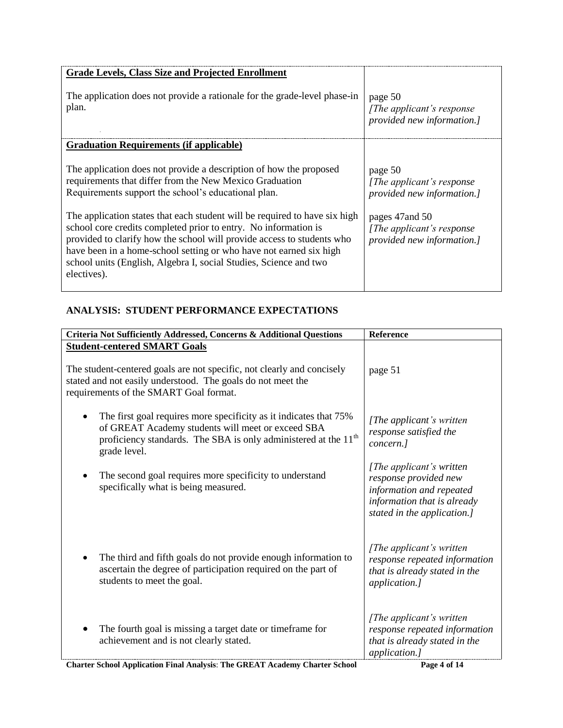| | |
|---|---|
| **Grade Levels, Class Size and Projected Enrollment** | |
| The application does not provide a rationale for the grade-level phase-in plan. | page 50 *[The applicant's response provided new information.]* |
| **Graduation Requirements (if applicable)** | |
| The application does not provide a description of how the proposed requirements that differ from the New Mexico Graduation Requirements support the school's educational plan. | page 50 *[The applicant's response provided new information.]* |
| The application states that each student will be required to have six high school core credits completed prior to entry. No information is provided to clarify how the school will provide access to students who have been in a home-school setting or who have not earned six high school units (English, Algebra I, social Studies, Science and two electives). | pages 47and 50 *[The applicant's response provided new information.]* |

## ANALYSIS: STUDENT PERFORMANCE EXPECTATIONS

| Criteria Not Sufficiently Addressed, Concerns & Additional Questions | Reference |
|---|---|
| **Student-centered SMART Goals** | |
| The student-centered goals are not specific, not clearly and concisely stated and not easily understood. The goals do not meet the requirements of the SMART Goal format. | page 51 |
| • The first goal requires more specificity as it indicates that 75% of GREAT Academy students will meet or exceed SBA proficiency standards. The SBA is only administered at the 11th grade level. | *[The applicant's written response satisfied the concern.]* |
| • The second goal requires more specificity to understand specifically what is being measured. | *[The applicant's written response provided new information and repeated information that is already stated in the application.]* |
| • The third and fifth goals do not provide enough information to ascertain the degree of participation required on the part of students to meet the goal. | *[The applicant's written response repeated information that is already stated in the application.]* |
| • The fourth goal is missing a target date or timeframe for achievement and is not clearly stated. | *[The applicant's written response repeated information that is already stated in the application.]* |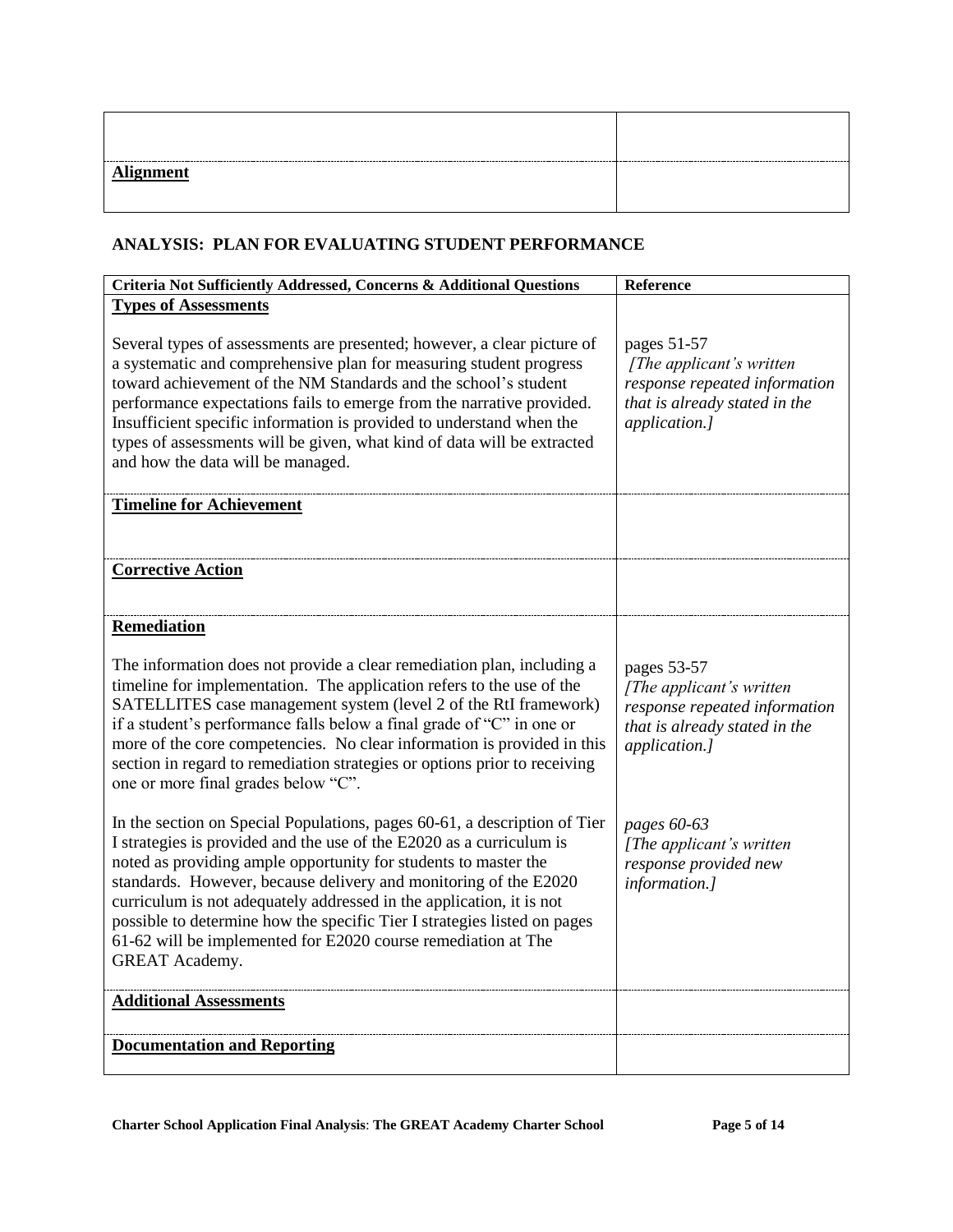| | |
|---|---|
| | |
| **Alignment** | |

## ANALYSIS: PLAN FOR EVALUATING STUDENT PERFORMANCE

| Criteria Not Sufficiently Addressed, Concerns & Additional Questions | Reference |
|---|---|
| **Types of Assessments**<br><br>Several types of assessments are presented; however, a clear picture of a systematic and comprehensive plan for measuring student progress toward achievement of the NM Standards and the school's student performance expectations fails to emerge from the narrative provided. Insufficient specific information is provided to understand when the types of assessments will be given, what kind of data will be extracted and how the data will be managed. | pages 51-57<br>*[The applicant's written response repeated information that is already stated in the application.]* |
| **Timeline for Achievement** | |
| **Corrective Action** | |
| **Remediation**<br><br>The information does not provide a clear remediation plan, including a timeline for implementation. The application refers to the use of the SATELLITES case management system (level 2 of the RtI framework) if a student's performance falls below a final grade of "C" in one or more of the core competencies. No clear information is provided in this section in regard to remediation strategies or options prior to receiving one or more final grades below "C".<br><br>In the section on Special Populations, pages 60-61, a description of Tier I strategies is provided and the use of the E2020 as a curriculum is noted as providing ample opportunity for students to master the standards. However, because delivery and monitoring of the E2020 curriculum is not adequately addressed in the application, it is not possible to determine how the specific Tier I strategies listed on pages 61-62 will be implemented for E2020 course remediation at The GREAT Academy. | pages 53-57<br>*[The applicant's written response repeated information that is already stated in the application.]*<br><br>*pages 60-63*<br>*[The applicant's written response provided new information.]* |
| **Additional Assessments** | |
| **Documentation and Reporting** | |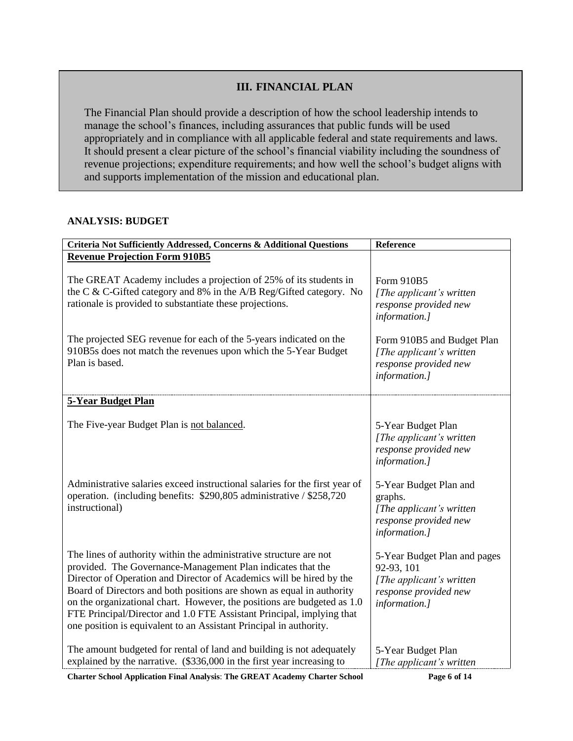## III. FINANCIAL PLAN

The Financial Plan should provide a description of how the school leadership intends to manage the school's finances, including assurances that public funds will be used appropriately and in compliance with all applicable federal and state requirements and laws. It should present a clear picture of the school's financial viability including the soundness of revenue projections; expenditure requirements; and how well the school's budget aligns with and supports implementation of the mission and educational plan.

### ANALYSIS: BUDGET

| Criteria Not Sufficiently Addressed, Concerns & Additional Questions | Reference |
|---|---|
| **<u>Revenue Projection Form 910B5</u>** | |
| The GREAT Academy includes a projection of 25% of its students in the C & C-Gifted category and 8% in the A/B Reg/Gifted category. No rationale is provided to substantiate these projections. | Form 910B5 *[The applicant's written response provided new information.]* |
| The projected SEG revenue for each of the 5-years indicated on the 910B5s does not match the revenues upon which the 5-Year Budget Plan is based. | Form 910B5 and Budget Plan *[The applicant's written response provided new information.]* |
| **<u>5-Year Budget Plan</u>** | |
| The Five-year Budget Plan is <u>not balanced</u>. | 5-Year Budget Plan *[The applicant's written response provided new information.]* |
| Administrative salaries exceed instructional salaries for the first year of operation. (including benefits: $290,805 administrative / $258,720 instructional) | 5-Year Budget Plan and graphs. *[The applicant's written response provided new information.]* |
| The lines of authority within the administrative structure are not provided. The Governance-Management Plan indicates that the Director of Operation and Director of Academics will be hired by the Board of Directors and both positions are shown as equal in authority on the organizational chart. However, the positions are budgeted as 1.0 FTE Principal/Director and 1.0 FTE Assistant Principal, implying that one position is equivalent to an Assistant Principal in authority. | 5-Year Budget Plan and pages 92-93, 101 *[The applicant's written response provided new information.]* |
| The amount budgeted for rental of land and building is not adequately explained by the narrative. ($336,000 in the first year increasing to | 5-Year Budget Plan *[The applicant's written* |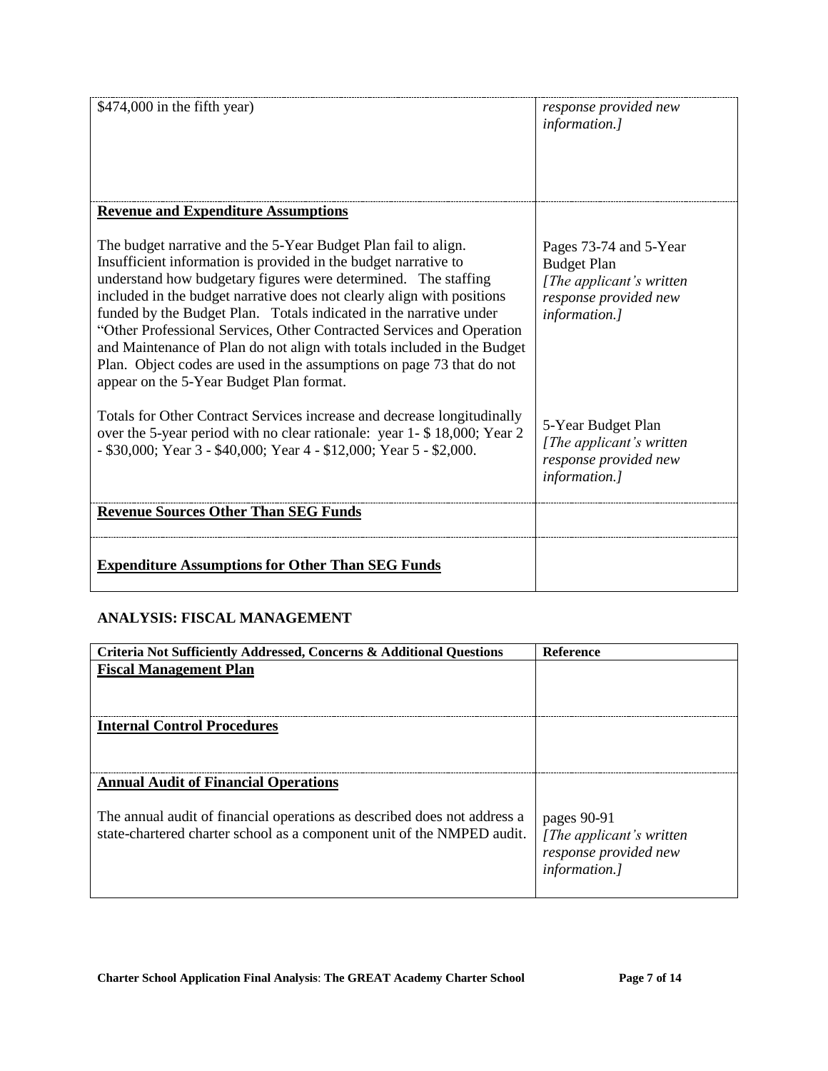| | |
|---|---|
| $474,000 in the fifth year) | *response provided new information.]* |
| **Revenue and Expenditure Assumptions**<br><br>The budget narrative and the 5-Year Budget Plan fail to align. Insufficient information is provided in the budget narrative to understand how budgetary figures were determined. The staffing included in the budget narrative does not clearly align with positions funded by the Budget Plan. Totals indicated in the narrative under "Other Professional Services, Other Contracted Services and Operation and Maintenance of Plan do not align with totals included in the Budget Plan. Object codes are used in the assumptions on page 73 that do not appear on the 5-Year Budget Plan format.<br><br>Totals for Other Contract Services increase and decrease longitudinally over the 5-year period with no clear rationale: year 1- $ 18,000; Year 2 - $30,000; Year 3 - $40,000; Year 4 - $12,000; Year 5 - $2,000. | Pages 73-74 and 5-Year Budget Plan *[The applicant's written response provided new information.]*<br><br>5-Year Budget Plan *[The applicant's written response provided new information.]* |
| **Revenue Sources Other Than SEG Funds** | |
| **Expenditure Assumptions for Other Than SEG Funds** | |

## ANALYSIS: FISCAL MANAGEMENT

| Criteria Not Sufficiently Addressed, Concerns & Additional Questions | Reference |
|---|---|
| **Fiscal Management Plan** | |
| **Internal Control Procedures** | |
| **Annual Audit of Financial Operations**<br><br>The annual audit of financial operations as described does not address a state-chartered charter school as a component unit of the NMPED audit. | pages 90-91 *[The applicant's written response provided new information.]* |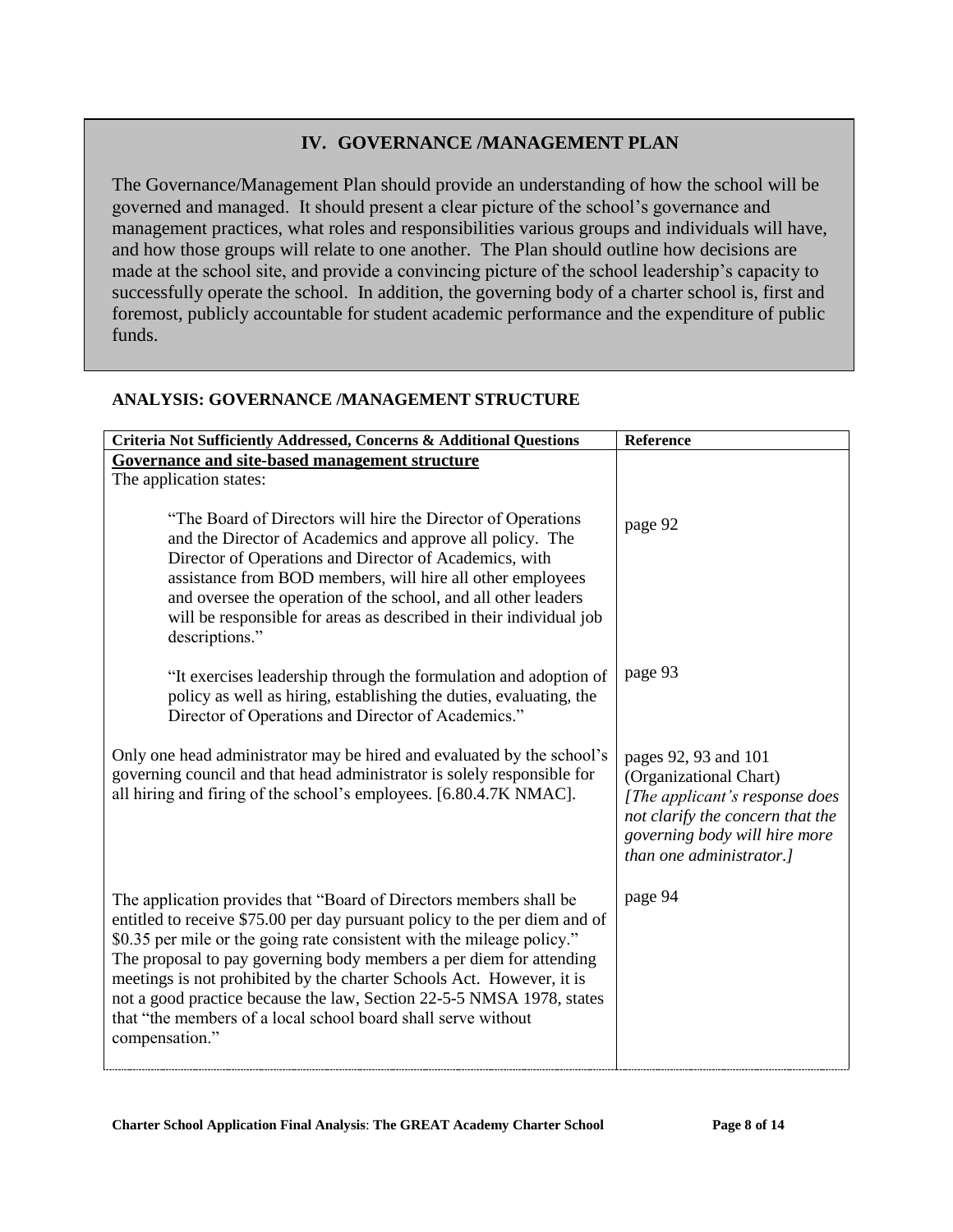## IV. GOVERNANCE /MANAGEMENT PLAN

The Governance/Management Plan should provide an understanding of how the school will be governed and managed. It should present a clear picture of the school's governance and management practices, what roles and responsibilities various groups and individuals will have, and how those groups will relate to one another. The Plan should outline how decisions are made at the school site, and provide a convincing picture of the school leadership's capacity to successfully operate the school. In addition, the governing body of a charter school is, first and foremost, publicly accountable for student academic performance and the expenditure of public funds.

### ANALYSIS: GOVERNANCE /MANAGEMENT STRUCTURE

| Criteria Not Sufficiently Addressed, Concerns & Additional Questions | Reference |
|---|---|
| **<u>Governance and site-based management structure</u>**<br>The application states: | |
| "The Board of Directors will hire the Director of Operations and the Director of Academics and approve all policy. The Director of Operations and Director of Academics, with assistance from BOD members, will hire all other employees and oversee the operation of the school, and all other leaders will be responsible for areas as described in their individual job descriptions." | page 92 |
| "It exercises leadership through the formulation and adoption of policy as well as hiring, establishing the duties, evaluating, the Director of Operations and Director of Academics." | page 93 |
| Only one head administrator may be hired and evaluated by the school's governing council and that head administrator is solely responsible for all hiring and firing of the school's employees. [6.80.4.7K NMAC]. | pages 92, 93 and 101 (Organizational Chart)<br>*[The applicant's response does not clarify the concern that the governing body will hire more than one administrator.]* |
| The application provides that "Board of Directors members shall be entitled to receive $75.00 per day pursuant policy to the per diem and of $0.35 per mile or the going rate consistent with the mileage policy." The proposal to pay governing body members a per diem for attending meetings is not prohibited by the charter Schools Act. However, it is not a good practice because the law, Section 22-5-5 NMSA 1978, states that "the members of a local school board shall serve without compensation." | page 94 |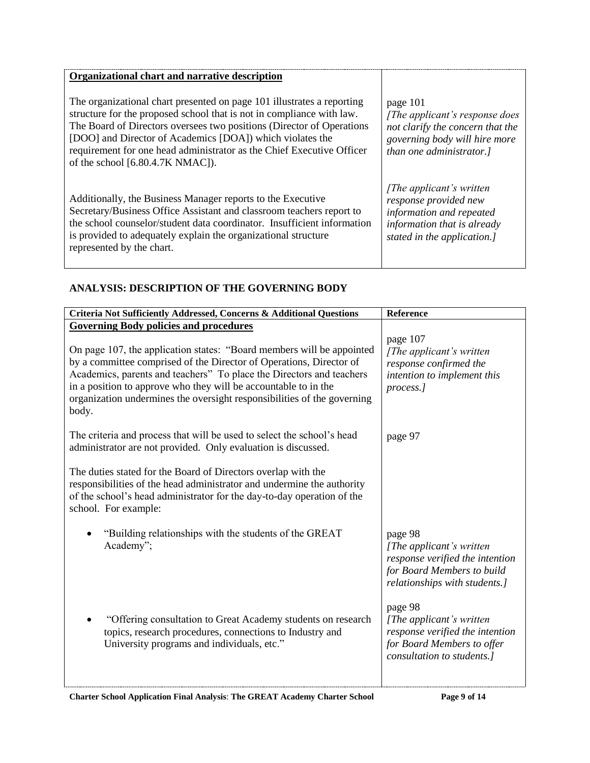| Organizational chart and narrative description | |
|---|---|
| The organizational chart presented on page 101 illustrates a reporting structure for the proposed school that is not in compliance with law. The Board of Directors oversees two positions (Director of Operations [DOO] and Director of Academics [DOA]) which violates the requirement for one head administrator as the Chief Executive Officer of the school [6.80.4.7K NMAC]). | page 101 *[The applicant's response does not clarify the concern that the governing body will hire more than one administrator.]* |
| Additionally, the Business Manager reports to the Executive Secretary/Business Office Assistant and classroom teachers report to the school counselor/student data coordinator. Insufficient information is provided to adequately explain the organizational structure represented by the chart. | *[The applicant's written response provided new information and repeated information that is already stated in the application.]* |

## ANALYSIS: DESCRIPTION OF THE GOVERNING BODY

| Criteria Not Sufficiently Addressed, Concerns & Additional Questions | Reference |
|---|---|
| **Governing Body policies and procedures** | |
| On page 107, the application states: "Board members will be appointed by a committee comprised of the Director of Operations, Director of Academics, parents and teachers" To place the Directors and teachers in a position to approve who they will be accountable to in the organization undermines the oversight responsibilities of the governing body. | page 107 *[The applicant's written response confirmed the intention to implement this process.]* |
| The criteria and process that will be used to select the school's head administrator are not provided. Only evaluation is discussed. | page 97 |
| The duties stated for the Board of Directors overlap with the responsibilities of the head administrator and undermine the authority of the school's head administrator for the day-to-day operation of the school. For example: | |
| • "Building relationships with the students of the GREAT Academy"; | page 98 *[The applicant's written response verified the intention for Board Members to build relationships with students.]* |
| • "Offering consultation to Great Academy students on research topics, research procedures, connections to Industry and University programs and individuals, etc." | page 98 *[The applicant's written response verified the intention for Board Members to offer consultation to students.]* |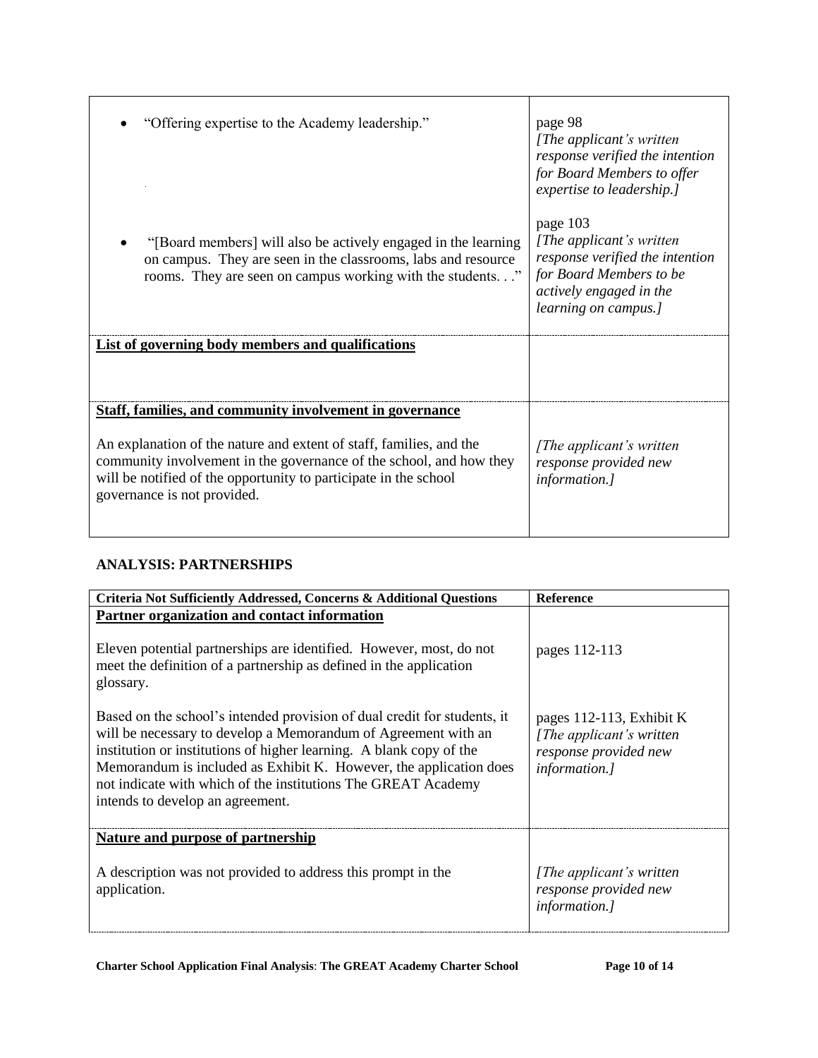| | |
|---|---|
| • "Offering expertise to the Academy leadership." | page 98 *[The applicant's written response verified the intention for Board Members to offer expertise to leadership.]* |
| • "[Board members] will also be actively engaged in the learning on campus. They are seen in the classrooms, labs and resource rooms. They are seen on campus working with the students. . ." | page 103 *[The applicant's written response verified the intention for Board Members to be actively engaged in the learning on campus.]* |
| **List of governing body members and qualifications** | |
| **Staff, families, and community involvement in governance**<br><br>An explanation of the nature and extent of staff, families, and the community involvement in the governance of the school, and how they will be notified of the opportunity to participate in the school governance is not provided. | *[The applicant's written response provided new information.]* |

### ANALYSIS: PARTNERSHIPS

| Criteria Not Sufficiently Addressed, Concerns & Additional Questions | Reference |
|---|---|
| **Partner organization and contact information**<br><br>Eleven potential partnerships are identified. However, most, do not meet the definition of a partnership as defined in the application glossary. | pages 112-113 |
| Based on the school's intended provision of dual credit for students, it will be necessary to develop a Memorandum of Agreement with an institution or institutions of higher learning. A blank copy of the Memorandum is included as Exhibit K. However, the application does not indicate with which of the institutions The GREAT Academy intends to develop an agreement. | pages 112-113, Exhibit K *[The applicant's written response provided new information.]* |
| **Nature and purpose of partnership**<br><br>A description was not provided to address this prompt in the application. | *[The applicant's written response provided new information.]* |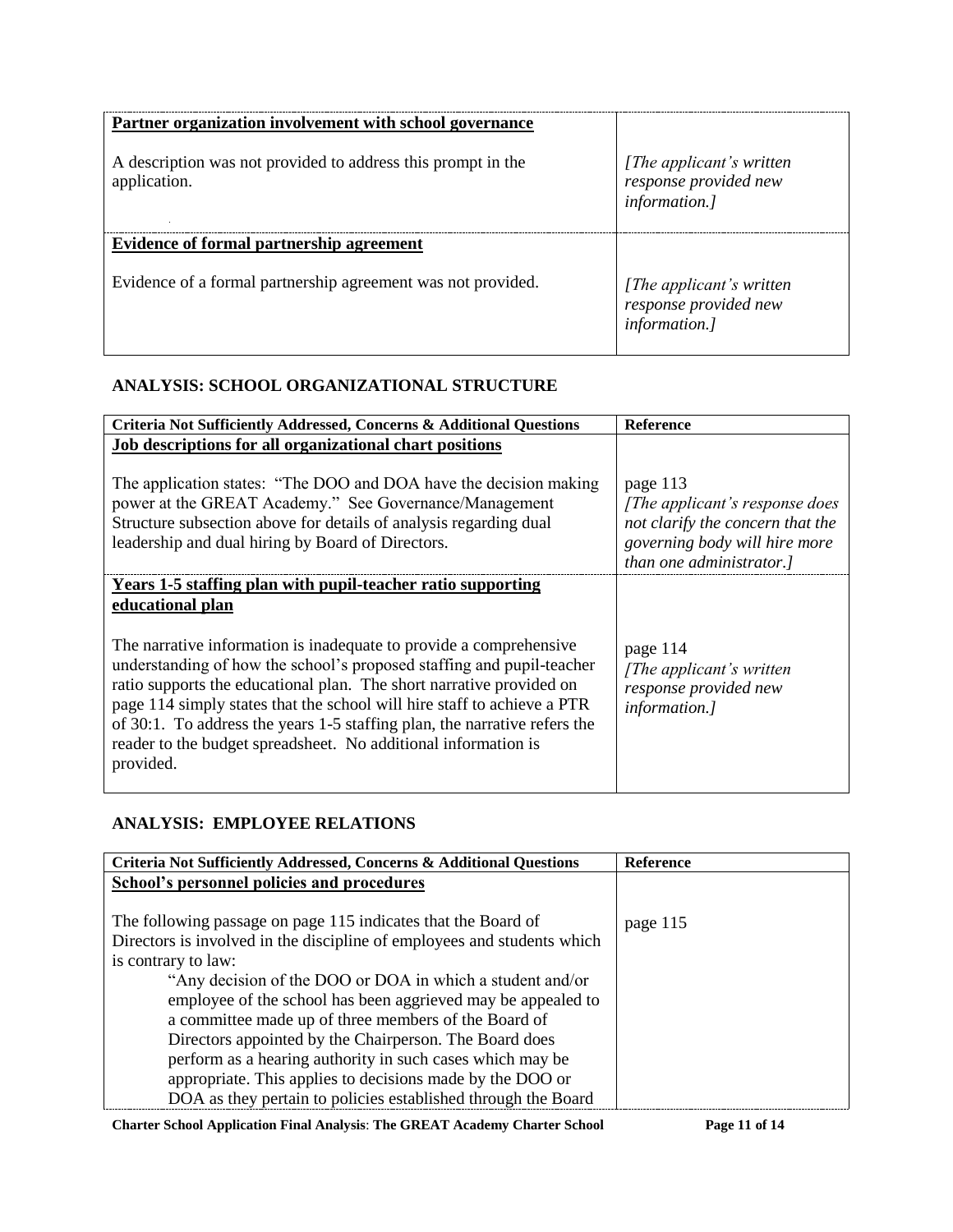| | |
|---|---|
| **Partner organization involvement with school governance**<br><br>A description was not provided to address this prompt in the application. | *[The applicant's written response provided new information.]* |
| **Evidence of formal partnership agreement**<br><br>Evidence of a formal partnership agreement was not provided. | *[The applicant's written response provided new information.]* |

## ANALYSIS: SCHOOL ORGANIZATIONAL STRUCTURE

| Criteria Not Sufficiently Addressed, Concerns & Additional Questions | Reference |
|---|---|
| **Job descriptions for all organizational chart positions**<br><br>The application states: "The DOO and DOA have the decision making power at the GREAT Academy." See Governance/Management Structure subsection above for details of analysis regarding dual leadership and dual hiring by Board of Directors. | page 113<br>*[The applicant's response does not clarify the concern that the governing body will hire more than one administrator.]* |
| **Years 1-5 staffing plan with pupil-teacher ratio supporting educational plan**<br><br>The narrative information is inadequate to provide a comprehensive understanding of how the school's proposed staffing and pupil-teacher ratio supports the educational plan. The short narrative provided on page 114 simply states that the school will hire staff to achieve a PTR of 30:1. To address the years 1-5 staffing plan, the narrative refers the reader to the budget spreadsheet. No additional information is provided. | page 114<br>*[The applicant's written response provided new information.]* |

## ANALYSIS: EMPLOYEE RELATIONS

| Criteria Not Sufficiently Addressed, Concerns & Additional Questions | Reference |
|---|---|
| **School's personnel policies and procedures**<br><br>The following passage on page 115 indicates that the Board of Directors is involved in the discipline of employees and students which is contrary to law:<br>"Any decision of the DOO or DOA in which a student and/or employee of the school has been aggrieved may be appealed to a committee made up of three members of the Board of Directors appointed by the Chairperson. The Board does perform as a hearing authority in such cases which may be appropriate. This applies to decisions made by the DOO or DOA as they pertain to policies established through the Board | page 115 |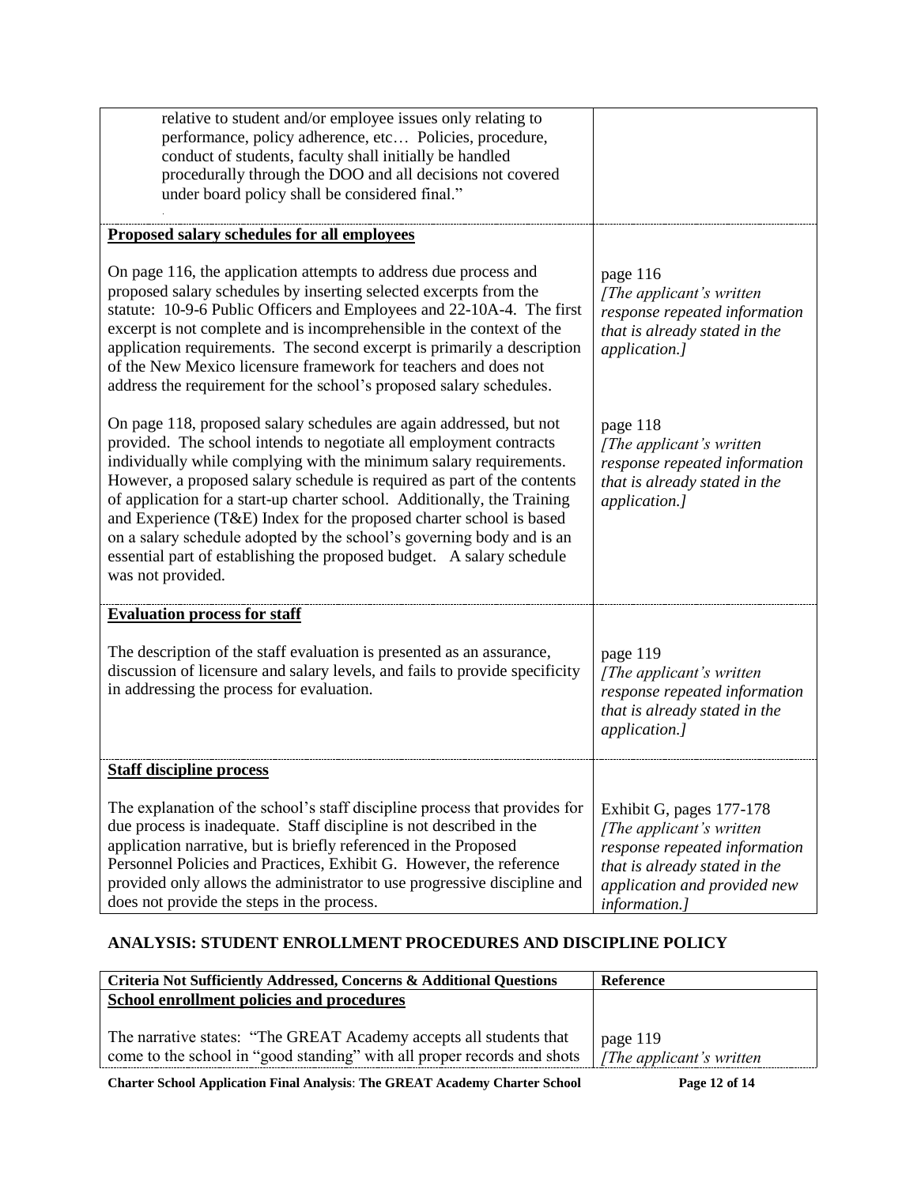| | |
|---|---|
| relative to student and/or employee issues only relating to performance, policy adherence, etc… Policies, procedure, conduct of students, faculty shall initially be handled procedurally through the DOO and all decisions not covered under board policy shall be considered final." | |
| **Proposed salary schedules for all employees**<br><br>On page 116, the application attempts to address due process and proposed salary schedules by inserting selected excerpts from the statute: 10-9-6 Public Officers and Employees and 22-10A-4. The first excerpt is not complete and is incomprehensible in the context of the application requirements. The second excerpt is primarily a description of the New Mexico licensure framework for teachers and does not address the requirement for the school's proposed salary schedules.<br><br>On page 118, proposed salary schedules are again addressed, but not provided. The school intends to negotiate all employment contracts individually while complying with the minimum salary requirements. However, a proposed salary schedule is required as part of the contents of application for a start-up charter school. Additionally, the Training and Experience (T&E) Index for the proposed charter school is based on a salary schedule adopted by the school's governing body and is an essential part of establishing the proposed budget. A salary schedule was not provided. | page 116<br>*[The applicant's written response repeated information that is already stated in the application.]*<br><br>page 118<br>*[The applicant's written response repeated information that is already stated in the application.]* |
| **Evaluation process for staff**<br><br>The description of the staff evaluation is presented as an assurance, discussion of licensure and salary levels, and fails to provide specificity in addressing the process for evaluation. | page 119<br>*[The applicant's written response repeated information that is already stated in the application.]* |
| **Staff discipline process**<br><br>The explanation of the school's staff discipline process that provides for due process is inadequate. Staff discipline is not described in the application narrative, but is briefly referenced in the Proposed Personnel Policies and Practices, Exhibit G. However, the reference provided only allows the administrator to use progressive discipline and does not provide the steps in the process. | Exhibit G, pages 177-178<br>*[The applicant's written response repeated information that is already stated in the application and provided new information.]* |

## ANALYSIS: STUDENT ENROLLMENT PROCEDURES AND DISCIPLINE POLICY

| Criteria Not Sufficiently Addressed, Concerns & Additional Questions | Reference |
|---|---|
| **School enrollment policies and procedures**<br><br>The narrative states: "The GREAT Academy accepts all students that come to the school in "good standing" with all proper records and shots | page 119<br>*[The applicant's written* |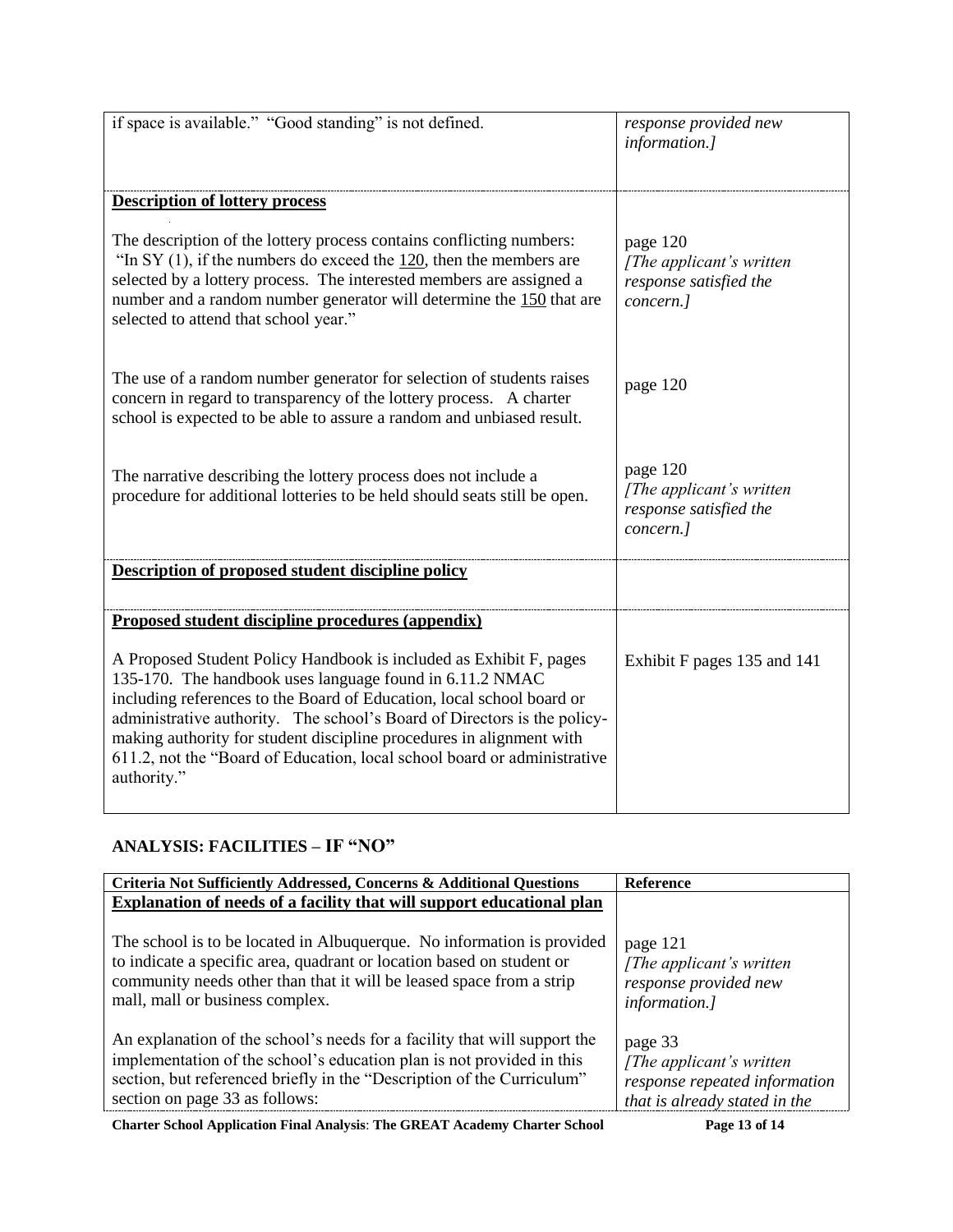| | |
|---|---|
| if space is available." "Good standing" is not defined. | *response provided new information.]* |
| **Description of lottery process** | |
| The description of the lottery process contains conflicting numbers: "In SY (1), if the numbers do exceed the 120, then the members are selected by a lottery process. The interested members are assigned a number and a random number generator will determine the 150 that are selected to attend that school year." | page 120 *[The applicant's written response satisfied the concern.]* |
| The use of a random number generator for selection of students raises concern in regard to transparency of the lottery process. A charter school is expected to be able to assure a random and unbiased result. | page 120 |
| The narrative describing the lottery process does not include a procedure for additional lotteries to be held should seats still be open. | page 120 *[The applicant's written response satisfied the concern.]* |
| **Description of proposed student discipline policy** | |
| **Proposed student discipline procedures (appendix)** A Proposed Student Policy Handbook is included as Exhibit F, pages 135-170. The handbook uses language found in 6.11.2 NMAC including references to the Board of Education, local school board or administrative authority. The school's Board of Directors is the policy-making authority for student discipline procedures in alignment with 611.2, not the "Board of Education, local school board or administrative authority." | Exhibit F pages 135 and 141 |

## ANALYSIS: FACILITIES – IF "NO"

| Criteria Not Sufficiently Addressed, Concerns & Additional Questions | Reference |
|---|---|
| **Explanation of needs of a facility that will support educational plan** | |
| The school is to be located in Albuquerque. No information is provided to indicate a specific area, quadrant or location based on student or community needs other than that it will be leased space from a strip mall, mall or business complex. | page 121 *[The applicant's written response provided new information.]* |
| An explanation of the school's needs for a facility that will support the implementation of the school's education plan is not provided in this section, but referenced briefly in the "Description of the Curriculum" section on page 33 as follows: | page 33 *[The applicant's written response repeated information that is already stated in the* |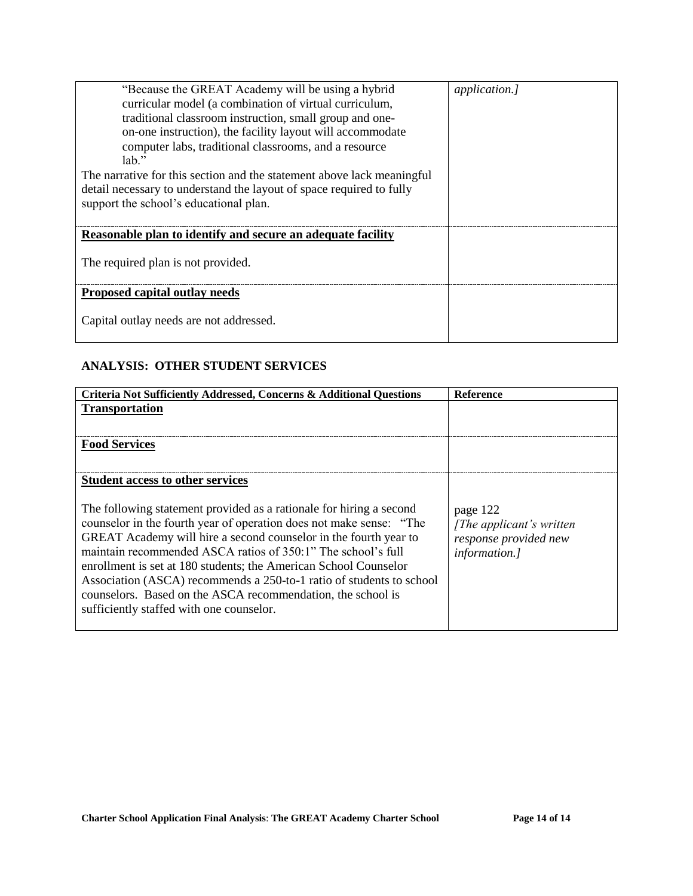| | |
|---|---|
| "Because the GREAT Academy will be using a hybrid curricular model (a combination of virtual curriculum, traditional classroom instruction, small group and one-on-one instruction), the facility layout will accommodate computer labs, traditional classrooms, and a resource lab." The narrative for this section and the statement above lack meaningful detail necessary to understand the layout of space required to fully support the school's educational plan. | *application.]* |
| **Reasonable plan to identify and secure an adequate facility** <br><br> The required plan is not provided. | |
| **Proposed capital outlay needs** <br><br> Capital outlay needs are not addressed. | |

## ANALYSIS: OTHER STUDENT SERVICES

| Criteria Not Sufficiently Addressed, Concerns & Additional Questions | Reference |
|---|---|
| **Transportation** | |
| **Food Services** | |
| **Student access to other services** <br><br> The following statement provided as a rationale for hiring a second counselor in the fourth year of operation does not make sense: "The GREAT Academy will hire a second counselor in the fourth year to maintain recommended ASCA ratios of 350:1" The school's full enrollment is set at 180 students; the American School Counselor Association (ASCA) recommends a 250-to-1 ratio of students to school counselors. Based on the ASCA recommendation, the school is sufficiently staffed with one counselor. | page 122 <br> *[The applicant's written response provided new information.]* |